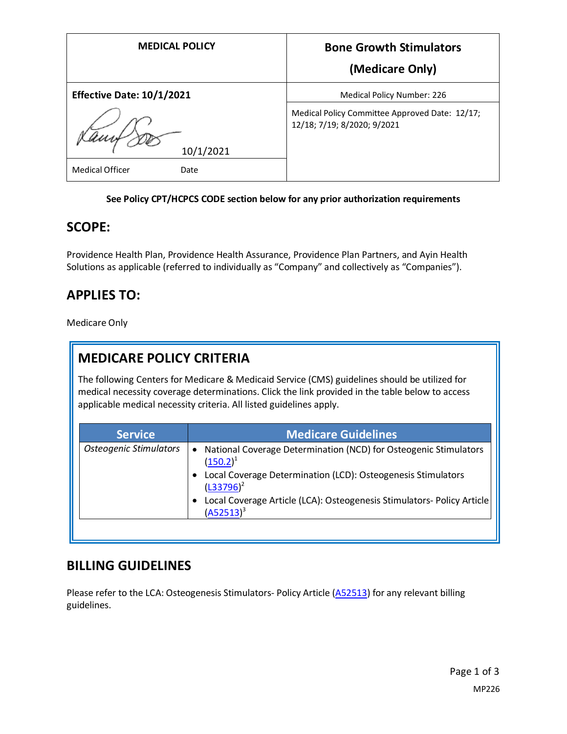| MEDICAL POLICY | Bone Growth Stimulators (Medicare Only) |
| --- | --- |
| **Effective Date: 10/1/2021** | Medical Policy Number: 226 |
| 10/1/2021 | Medical Policy Committee Approved Date: 12/17; 12/18; 7/19; 8/2020; 9/2021 |
| Medical Officer Date | |

**See Policy CPT/HCPCS CODE section below for any prior authorization requirements**

## SCOPE:

Providence Health Plan, Providence Health Assurance, Providence Plan Partners, and Ayin Health Solutions as applicable (referred to individually as "Company" and collectively as "Companies").

## APPLIES TO:

Medicare Only

## MEDICARE POLICY CRITERIA

The following Centers for Medicare & Medicaid Service (CMS) guidelines should be utilized for medical necessity coverage determinations. Click the link provided in the table below to access applicable medical necessity criteria. All listed guidelines apply.

| Service | Medicare Guidelines |
| --- | --- |
| *Osteogenic Stimulators* | • National Coverage Determination (NCD) for Osteogenic Stimulators (150.2)[1]<br>• Local Coverage Determination (LCD): Osteogenesis Stimulators (L33796)[2]<br>• Local Coverage Article (LCA): Osteogenesis Stimulators- Policy Article (A52513)[3] |

## BILLING GUIDELINES

Please refer to the LCA: Osteogenesis Stimulators- Policy Article (A52513) for any relevant billing guidelines.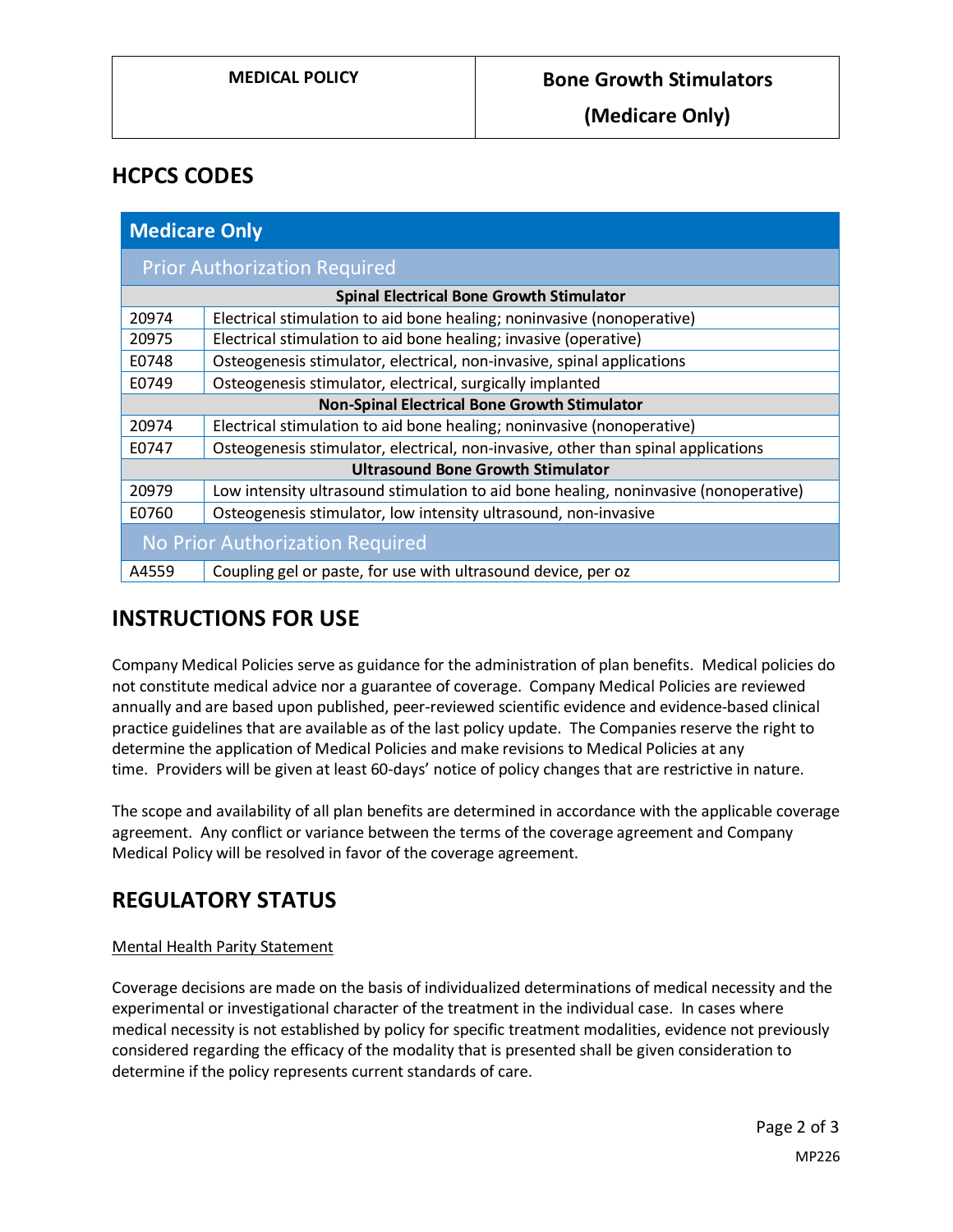## HCPCS CODES

| Medicare Only | |
|---|---|
| **Prior Authorization Required** | |
| **Spinal Electrical Bone Growth Stimulator** | |
| 20974 | Electrical stimulation to aid bone healing; noninvasive (nonoperative) |
| 20975 | Electrical stimulation to aid bone healing; invasive (operative) |
| E0748 | Osteogenesis stimulator, electrical, non-invasive, spinal applications |
| E0749 | Osteogenesis stimulator, electrical, surgically implanted |
| **Non-Spinal Electrical Bone Growth Stimulator** | |
| 20974 | Electrical stimulation to aid bone healing; noninvasive (nonoperative) |
| E0747 | Osteogenesis stimulator, electrical, non-invasive, other than spinal applications |
| **Ultrasound Bone Growth Stimulator** | |
| 20979 | Low intensity ultrasound stimulation to aid bone healing, noninvasive (nonoperative) |
| E0760 | Osteogenesis stimulator, low intensity ultrasound, non-invasive |
| **No Prior Authorization Required** | |
| A4559 | Coupling gel or paste, for use with ultrasound device, per oz |

## INSTRUCTIONS FOR USE

Company Medical Policies serve as guidance for the administration of plan benefits. Medical policies do not constitute medical advice nor a guarantee of coverage. Company Medical Policies are reviewed annually and are based upon published, peer-reviewed scientific evidence and evidence-based clinical practice guidelines that are available as of the last policy update. The Companies reserve the right to determine the application of Medical Policies and make revisions to Medical Policies at any time. Providers will be given at least 60-days' notice of policy changes that are restrictive in nature.

The scope and availability of all plan benefits are determined in accordance with the applicable coverage agreement. Any conflict or variance between the terms of the coverage agreement and Company Medical Policy will be resolved in favor of the coverage agreement.

## REGULATORY STATUS

Mental Health Parity Statement

Coverage decisions are made on the basis of individualized determinations of medical necessity and the experimental or investigational character of the treatment in the individual case. In cases where medical necessity is not established by policy for specific treatment modalities, evidence not previously considered regarding the efficacy of the modality that is presented shall be given consideration to determine if the policy represents current standards of care.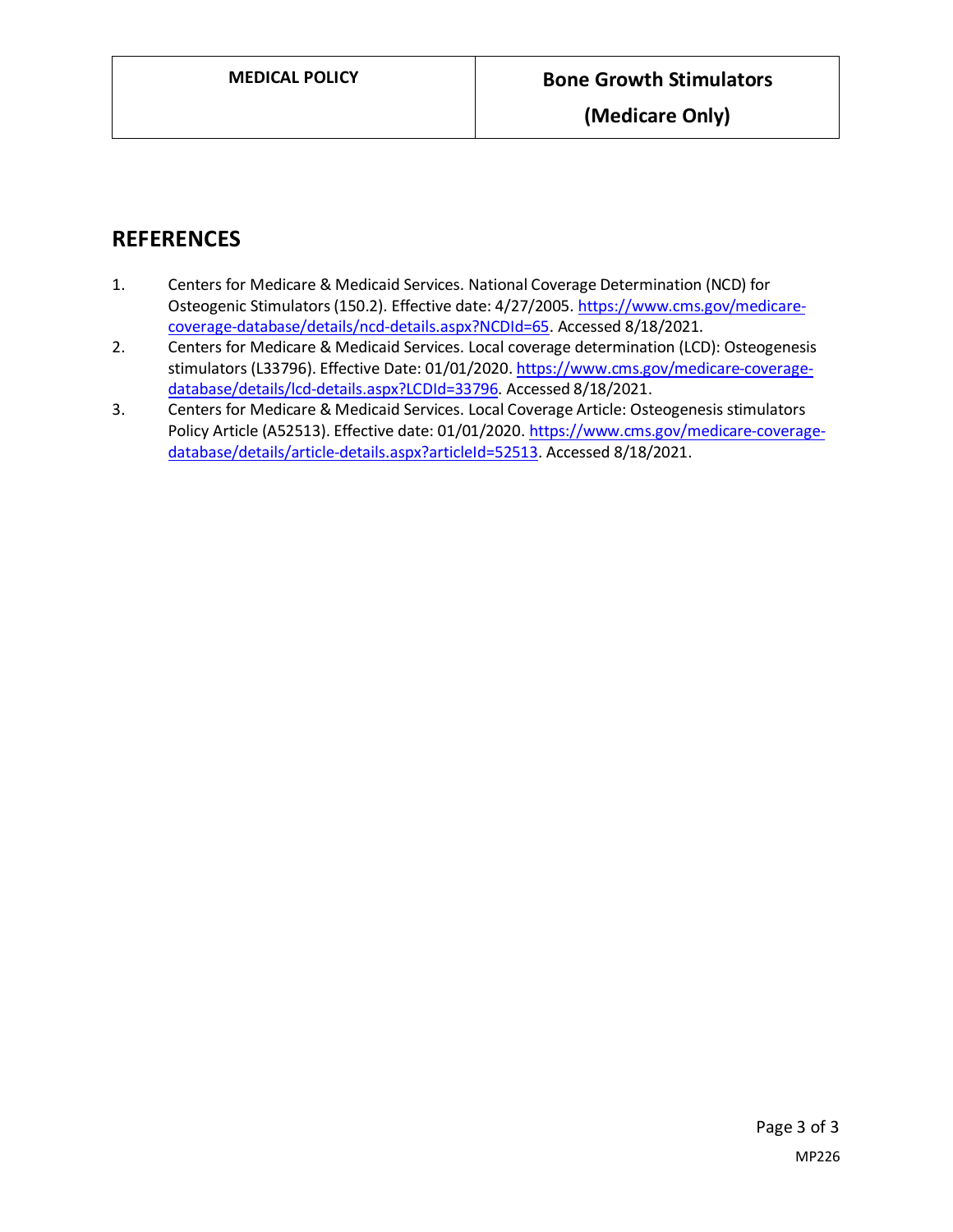## REFERENCES

1. Centers for Medicare & Medicaid Services. National Coverage Determination (NCD) for Osteogenic Stimulators (150.2). Effective date: 4/27/2005. https://www.cms.gov/medicare-coverage-database/details/ncd-details.aspx?NCDId=65. Accessed 8/18/2021.
2. Centers for Medicare & Medicaid Services. Local coverage determination (LCD): Osteogenesis stimulators (L33796). Effective Date: 01/01/2020. https://www.cms.gov/medicare-coverage-database/details/lcd-details.aspx?LCDId=33796. Accessed 8/18/2021.
3. Centers for Medicare & Medicaid Services. Local Coverage Article: Osteogenesis stimulators Policy Article (A52513). Effective date: 01/01/2020. https://www.cms.gov/medicare-coverage-database/details/article-details.aspx?articleId=52513. Accessed 8/18/2021.